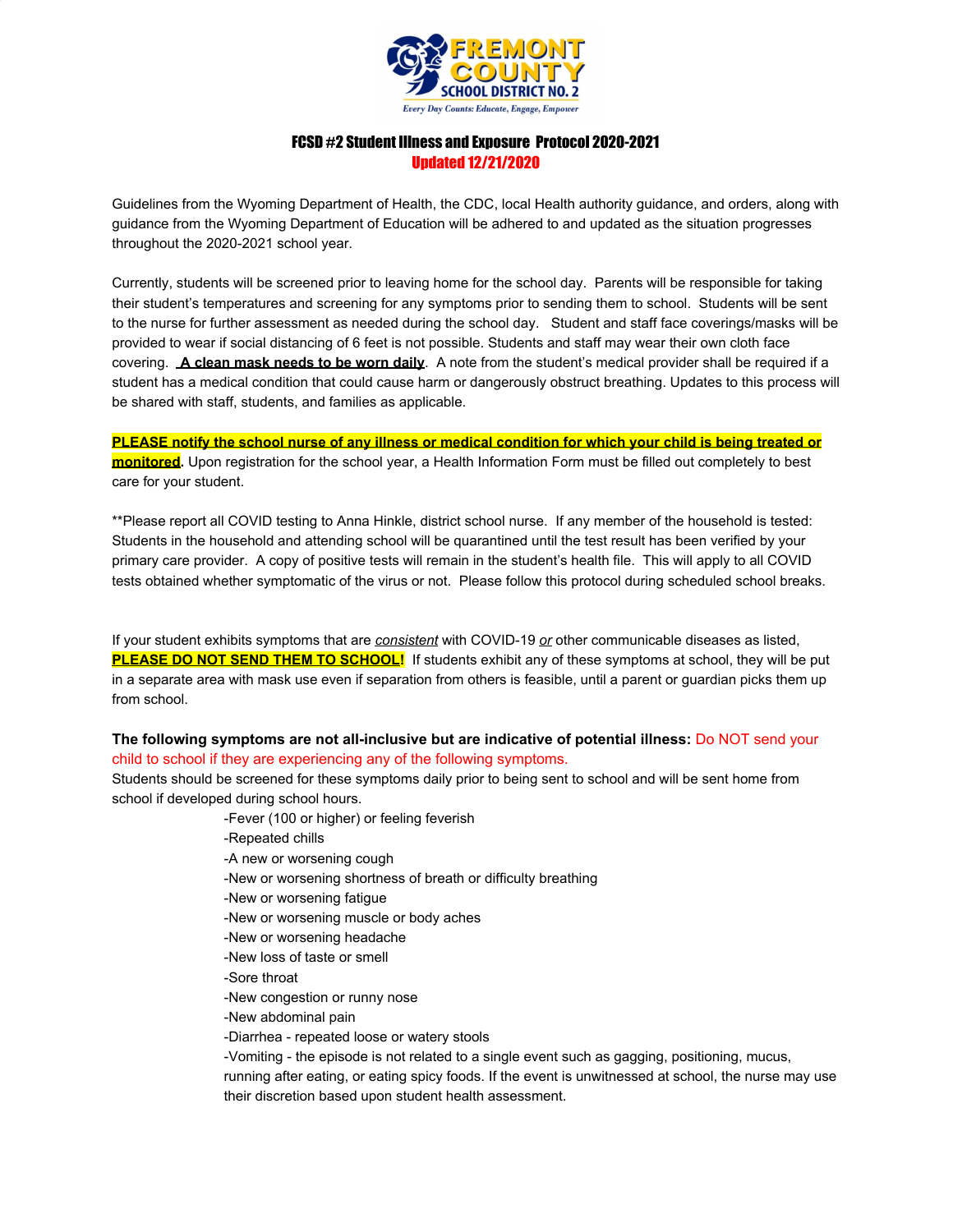FREMONT COUNTY SCHOOL DISTRICT NO. 2

*Every Day Counts: Educate, Engage, Empower*

# FCSD #2 Student Illness and Exposure Protocol 2020-2021

## Updated 12/21/2020

Guidelines from the Wyoming Department of Health, the CDC, local Health authority guidance, and orders, along with guidance from the Wyoming Department of Education will be adhered to and updated as the situation progresses throughout the 2020-2021 school year.

Currently, students will be screened prior to leaving home for the school day. Parents will be responsible for taking their student's temperatures and screening for any symptoms prior to sending them to school. Students will be sent to the nurse for further assessment as needed during the school day. Student and staff face coverings/masks will be provided to wear if social distancing of 6 feet is not possible. Students and staff may wear their own cloth face covering. **A clean mask needs to be worn daily**. A note from the student's medical provider shall be required if a student has a medical condition that could cause harm or dangerously obstruct breathing. Updates to this process will be shared with staff, students, and families as applicable.

**PLEASE notify the school nurse of any illness or medical condition for which your child is being treated or monitored.** Upon registration for the school year, a Health Information Form must be filled out completely to best care for your student.

**Please report all COVID testing to Anna Hinkle, district school nurse. If any member of the household is tested: Students in the household and attending school will be quarantined until the test result has been verified by your primary care provider. A copy of positive tests will remain in the student's health file. This will apply to all COVID tests obtained whether symptomatic of the virus or not. Please follow this protocol during scheduled school breaks.

If your student exhibits symptoms that are *consistent* with COVID-19 *or* other communicable diseases as listed, **PLEASE DO NOT SEND THEM TO SCHOOL!** If students exhibit any of these symptoms at school, they will be put in a separate area with mask use even if separation from others is feasible, until a parent or guardian picks them up from school.

**The following symptoms are not all-inclusive but are indicative of potential illness:** Do NOT send your child to school if they are experiencing any of the following symptoms.

Students should be screened for these symptoms daily prior to being sent to school and will be sent home from school if developed during school hours.

- Fever (100 or higher) or feeling feverish
- Repeated chills
- A new or worsening cough
- New or worsening shortness of breath or difficulty breathing
- New or worsening fatigue
- New or worsening muscle or body aches
- New or worsening headache
- New loss of taste or smell
- Sore throat
- New congestion or runny nose
- New abdominal pain
- Diarrhea - repeated loose or watery stools
- Vomiting - the episode is not related to a single event such as gagging, positioning, mucus, running after eating, or eating spicy foods. If the event is unwitnessed at school, the nurse may use their discretion based upon student health assessment.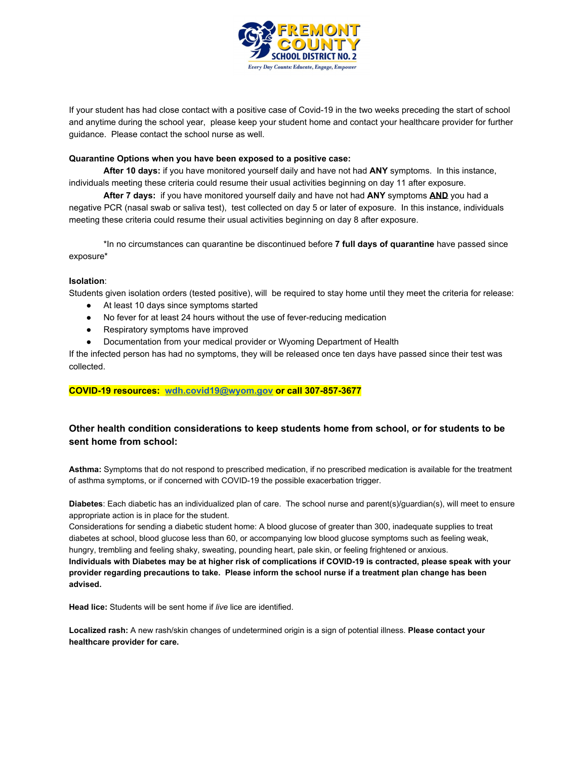If your student has had close contact with a positive case of Covid-19 in the two weeks preceding the start of school and anytime during the school year, please keep your student home and contact your healthcare provider for further guidance. Please contact the school nurse as well.

**Quarantine Options when you have been exposed to a positive case:**

**After 10 days:** if you have monitored yourself daily and have not had **ANY** symptoms. In this instance, individuals meeting these criteria could resume their usual activities beginning on day 11 after exposure.

**After 7 days:** if you have monitored yourself daily and have not had **ANY** symptoms **AND** you had a negative PCR (nasal swab or saliva test), test collected on day 5 or later of exposure. In this instance, individuals meeting these criteria could resume their usual activities beginning on day 8 after exposure.

*In no circumstances can quarantine be discontinued before **7 full days of quarantine** have passed since exposure*

**Isolation**:

Students given isolation orders (tested positive), will be required to stay home until they meet the criteria for release:

- At least 10 days since symptoms started
- No fever for at least 24 hours without the use of fever-reducing medication
- Respiratory symptoms have improved
- Documentation from your medical provider or Wyoming Department of Health

If the infected person has had no symptoms, they will be released once ten days have passed since their test was collected.

**COVID-19 resources: wdh.covid19@wyom.gov or call 307-857-3677**

### Other health condition considerations to keep students home from school, or for students to be sent home from school:

**Asthma:** Symptoms that do not respond to prescribed medication, if no prescribed medication is available for the treatment of asthma symptoms, or if concerned with COVID-19 the possible exacerbation trigger.

**Diabetes**: Each diabetic has an individualized plan of care. The school nurse and parent(s)/guardian(s), will meet to ensure appropriate action is in place for the student.

Considerations for sending a diabetic student home: A blood glucose of greater than 300, inadequate supplies to treat diabetes at school, blood glucose less than 60, or accompanying low blood glucose symptoms such as feeling weak, hungry, trembling and feeling shaky, sweating, pounding heart, pale skin, or feeling frightened or anxious.

**Individuals with Diabetes may be at higher risk of complications if COVID-19 is contracted, please speak with your provider regarding precautions to take. Please inform the school nurse if a treatment plan change has been advised.**

**Head lice:** Students will be sent home if *live* lice are identified.

**Localized rash:** A new rash/skin changes of undetermined origin is a sign of potential illness. **Please contact your healthcare provider for care.**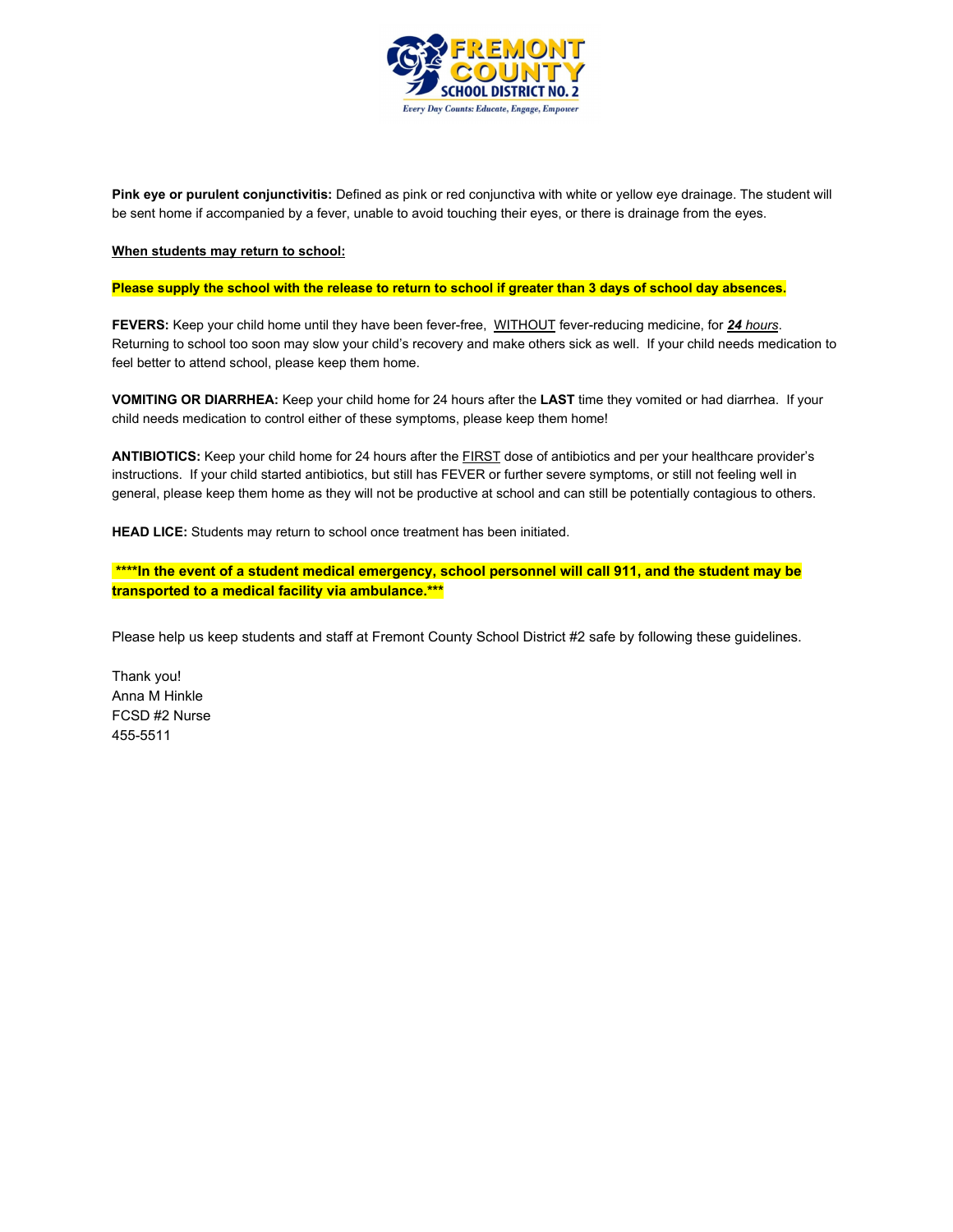**Pink eye or purulent conjunctivitis:** Defined as pink or red conjunctiva with white or yellow eye drainage. The student will be sent home if accompanied by a fever, unable to avoid touching their eyes, or there is drainage from the eyes.

**When students may return to school:**

**Please supply the school with the release to return to school if greater than 3 days of school day absences.**

**FEVERS:** Keep your child home until they have been fever-free, WITHOUT fever-reducing medicine, for ***24** hours*. Returning to school too soon may slow your child's recovery and make others sick as well. If your child needs medication to feel better to attend school, please keep them home.

**VOMITING OR DIARRHEA:** Keep your child home for 24 hours after the **LAST** time they vomited or had diarrhea. If your child needs medication to control either of these symptoms, please keep them home!

**ANTIBIOTICS:** Keep your child home for 24 hours after the FIRST dose of antibiotics and per your healthcare provider's instructions. If your child started antibiotics, but still has FEVER or further severe symptoms, or still not feeling well in general, please keep them home as they will not be productive at school and can still be potentially contagious to others.

**HEAD LICE:** Students may return to school once treatment has been initiated.

**\*\*\*\*In the event of a student medical emergency, school personnel will call 911, and the student may be transported to a medical facility via ambulance.\*\*\***

Please help us keep students and staff at Fremont County School District #2 safe by following these guidelines.

Thank you!
Anna M Hinkle
FCSD #2 Nurse
455-5511